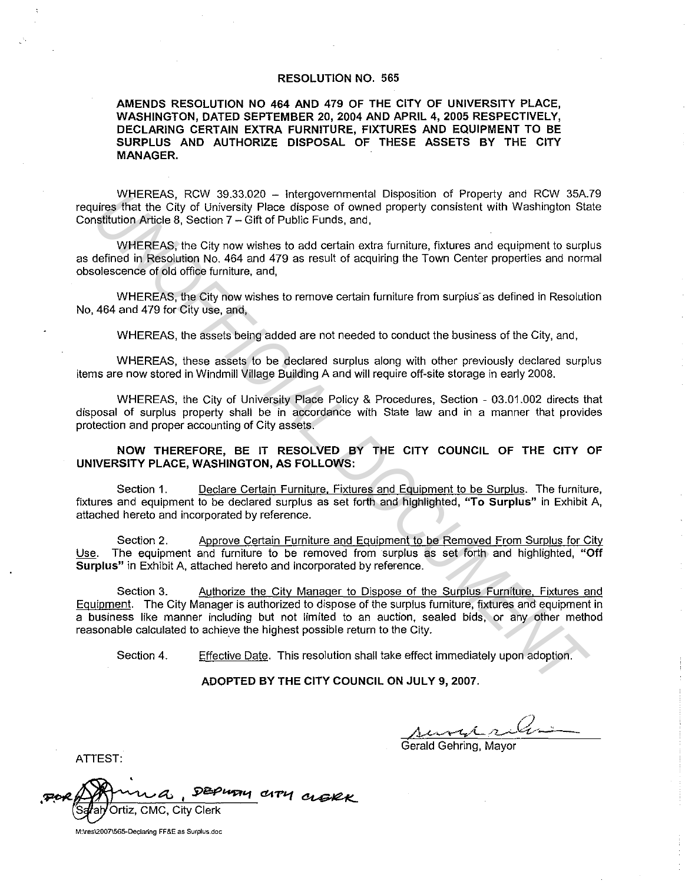# RESOLUTION NO. 565

**AMENDS RESOLUTION NO 464 AND 479 OF THE CITY OF UNIVERSITY PLACE, WASHINGTON, DATED SEPTEMBER 20, 2004 AND APRIL 4, 2005 RESPECTIVELY, DECLARING CERTAIN EXTRA FURNITURE, FIXTURES AND EQUIPMENT TO BE SURPLUS AND AUTHORIZE DISPOSAL OF THESE ASSETS BY THE CITY MANAGER.**

WHEREAS, RCW 39.33.020 – Intergovernmental Disposition of Property and RCW 35A.79 requires that the City of University Place dispose of owned property consistent with Washington State Constitution Article 8, Section 7 – Gift of Public Funds, and,

WHEREAS, the City now wishes to add certain extra furniture, fixtures and equipment to surplus as defined in Resolution No. 464 and 479 as result of acquiring the Town Center properties and normal obsolescence of old office furniture, and,

WHEREAS, the City now wishes to remove certain furniture from surplus as defined in Resolution No, 464 and 479 for City use, and,

WHEREAS, the assets being added are not needed to conduct the business of the City, and,

WHEREAS, these assets to be declared surplus along with other previously declared surplus items are now stored in Windmill Village Building A and will require off-site storage in early 2008.

WHEREAS, the City of University Place Policy & Procedures, Section - 03.01.002 directs that disposal of surplus property shall be in accordance with State law and in a manner that provides protection and proper accounting of City assets.

**NOW THEREFORE, BE IT RESOLVED BY THE CITY COUNCIL OF THE CITY OF UNIVERSITY PLACE, WASHINGTON, AS FOLLOWS:**

Section 1. Declare Certain Furniture, Fixtures and Equipment to be Surplus. The furniture, fixtures and equipment to be declared surplus as set forth and highlighted, **"To Surplus"** in Exhibit A, attached hereto and incorporated by reference.

Section 2. Approve Certain Furniture and Equipment to be Removed From Surplus for City Use. The equipment and furniture to be removed from surplus as set forth and highlighted, **"Off Surplus"** in Exhibit A, attached hereto and incorporated by reference.

Section 3. Authorize the City Manager to Dispose of the Surplus Furniture, Fixtures and Equipment. The City Manager is authorized to dispose of the surplus furniture, fixtures and equipment in a business like manner including but not limited to an auction, sealed bids, or any other method reasonable calculated to achieve the highest possible return to the City.

Section 4. Effective Date. This resolution shall take effect immediately upon adoption.

**ADOPTED BY THE CITY COUNCIL ON JULY 9, 2007.**

Gerald Gehring, Mayor

ATTEST:

FOR Sarah Ortiz, CMC, City Clerk — ____, DEPUTY CITY CLERK

M:\res\2007\565-Declaring FF&E as Surplus.doc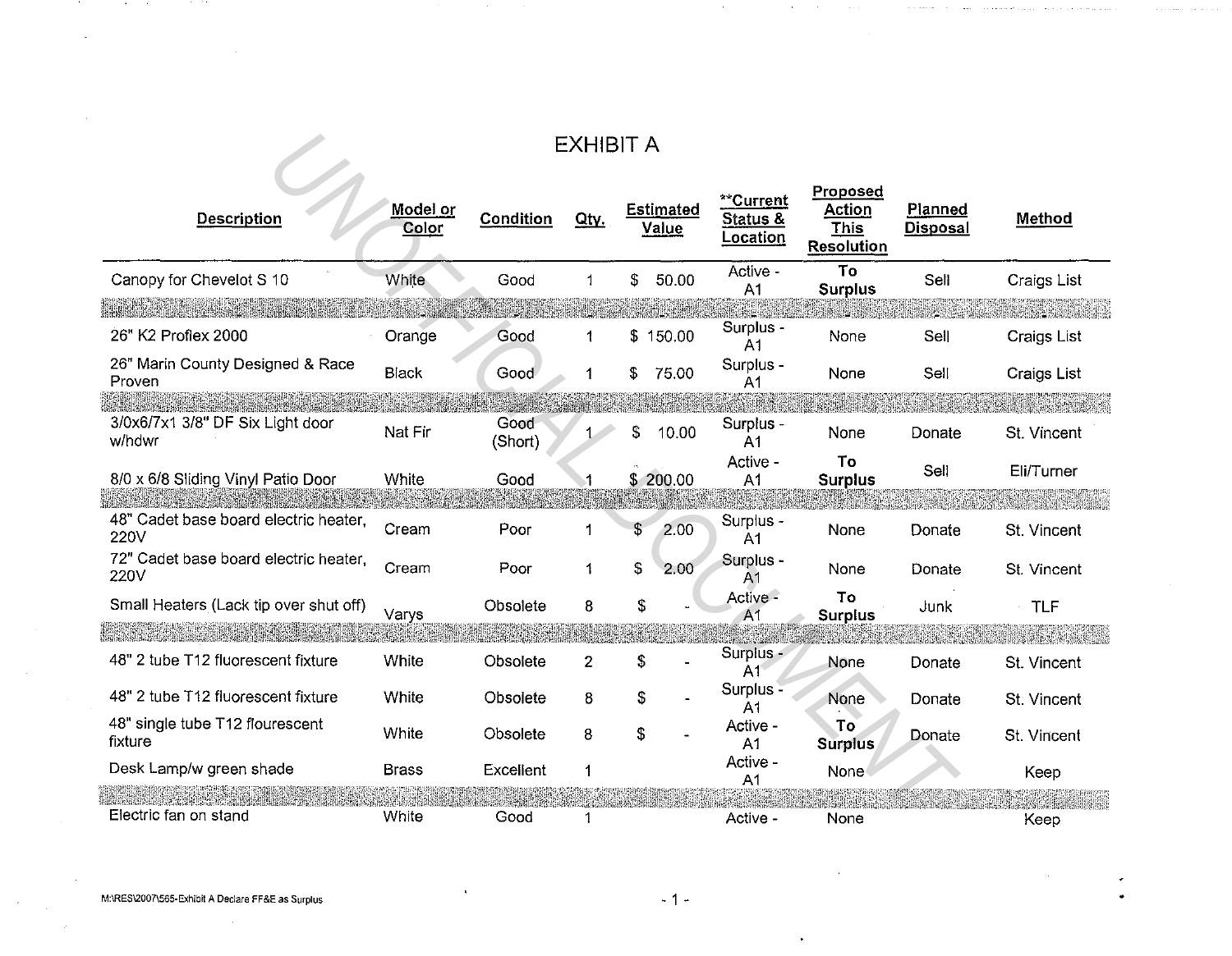# EXHIBIT A

| Description | Model or Color | Condition | Qty. | Estimated Value | **Current Status & Location | Proposed Action This Resolution | Planned Disposal | Method |
|---|---|---|---|---|---|---|---|---|
| Canopy for Chevelot S 10 | White | Good | 1 | $ 50.00 | Active - A1 | **To Surplus** | Sell | Craigs List |
| | | | | | | | | |
| 26" K2 Proflex 2000 | Orange | Good | 1 | $ 150.00 | Surplus - A1 | None | Sell | Craigs List |
| 26" Marin County Designed & Race Proven | Black | Good | 1 | $ 75.00 | Surplus - A1 | None | Sell | Craigs List |
| | | | | | | | | |
| 3/0x6/7x1 3/8" DF Six Light door w/hdwr | Nat Fir | Good (Short) | 1 | $ 10.00 | Surplus - A1 | None | Donate | St. Vincent |
| 8/0 x 6/8 Sliding Vinyl Patio Door | White | Good | 1 | $ 200.00 | Active - A1 | **To Surplus** | Sell | Eli/Turner |
| | | | | | | | | |
| 48" Cadet base board electric heater, 220V | Cream | Poor | 1 | $ 2.00 | Surplus - A1 | None | Donate | St. Vincent |
| 72" Cadet base board electric heater, 220V | Cream | Poor | 1 | $ 2.00 | Surplus - A1 | None | Donate | St. Vincent |
| Small Heaters (Lack tip over shut off) | Varys | Obsolete | 8 | $ - | Active - A1 | **To Surplus** | Junk | TLF |
| | | | | | | | | |
| 48" 2 tube T12 fluorescent fixture | White | Obsolete | 2 | $ - | Surplus - A1 | None | Donate | St. Vincent |
| 48" 2 tube T12 fluorescent fixture | White | Obsolete | 8 | $ - | Surplus - A1 | None | Donate | St. Vincent |
| 48" single tube T12 flourescent fixture | White | Obsolete | 8 | $ - | Active - A1 | **To Surplus** | Donate | St. Vincent |
| Desk Lamp/w green shade | Brass | Excellent | 1 | | Active - A1 | None | | Keep |
| | | | | | | | | |
| Electric fan on stand | White | Good | 1 | | Active - | None | | Keep |

M:\RES\2007\565-Exhibit A Declare FF&E as Surplus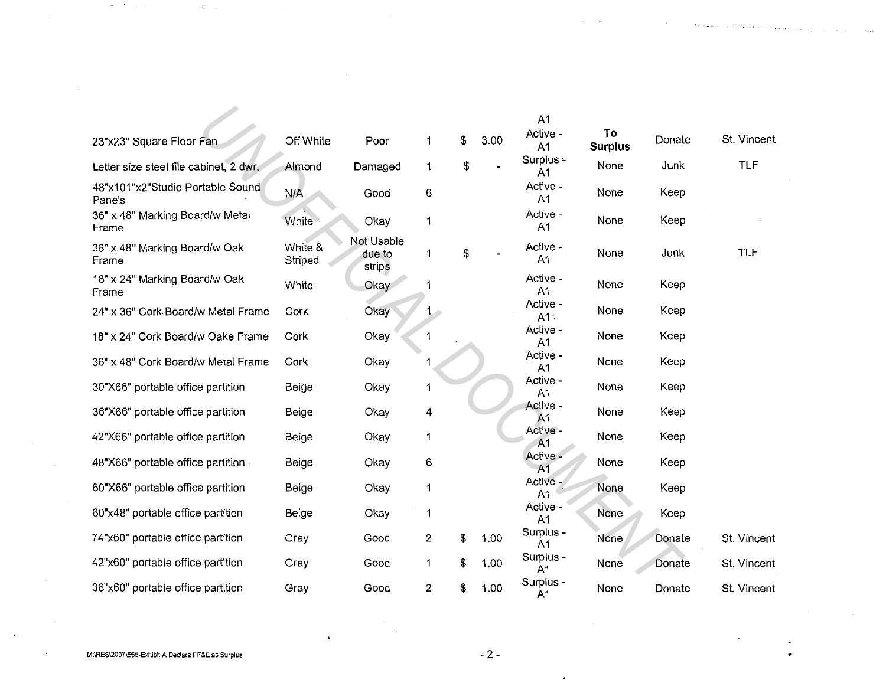| | | | | | | | | |
|---|---|---|---|---|---|---|---|---|
| 23"x23" Square Floor Fan | Off White | Poor | 1 | $ 3.00 | A1 Active - A1 | **To Surplus** | Donate | St. Vincent |
| Letter size steel file cabinet, 2 dwr. | Almond | Damaged | 1 | $ - | Surplus - A1 | None | Junk | TLF |
| 48"x101"x2"Studio Portable Sound Panels | N/A | Good | 6 | | Active - A1 | None | Keep | |
| 36" x 48" Marking Board/w Metal Frame | White | Okay | 1 | | Active - A1 | None | Keep | |
| 36" x 48" Marking Board/w Oak Frame | White & Striped | Not Usable due to strips | 1 | $ - | Active - A1 | None | Junk | TLF |
| 18" x 24" Marking Board/w Oak Frame | White | Okay | 1 | | Active - A1 | None | Keep | |
| 24" x 36" Cork Board/w Metal Frame | Cork | Okay | 1 | | Active - A1 | None | Keep | |
| 18" x 24" Cork Board/w Oake Frame | Cork | Okay | 1 | | Active - A1 | None | Keep | |
| 36" x 48" Cork Board/w Metal Frame | Cork | Okay | 1 | | Active - A1 | None | Keep | |
| 30"X66" portable office partition | Beige | Okay | 1 | | Active - A1 | None | Keep | |
| 36"X66" portable office partition | Beige | Okay | 4 | | Active - A1 | None | Keep | |
| 42"X66" portable office partition | Beige | Okay | 1 | | Active - A1 | None | Keep | |
| 48"X66" portable office partition | Beige | Okay | 6 | | Active - A1 | None | Keep | |
| 60"X66" portable office partition | Beige | Okay | 1 | | Active - A1 | None | Keep | |
| 60"x48" portable office partition | Beige | Okay | 1 | | Active - A1 | None | Keep | |
| 74"x60" portable office partition | Gray | Good | 2 | $ 1.00 | Surplus - A1 | None | Donate | St. Vincent |
| 42"x60" portable office partition | Gray | Good | 1 | $ 1.00 | Surplus - A1 | None | Donate | St. Vincent |
| 36"x60" portable office partition | Gray | Good | 2 | $ 1.00 | Surplus - A1 | None | Donate | St. Vincent |

M:\RES\2007\565-Exhibit A Declare FF&E as Surplus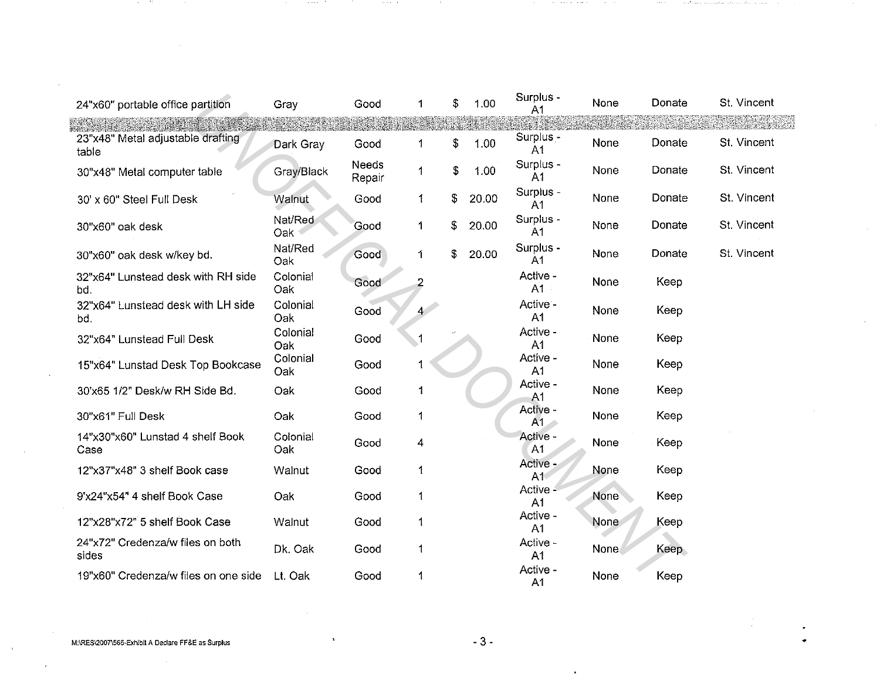| | | | | | | | | |
|---|---|---|---|---|---|---|---|---|
| 24"x60" portable office partition | Gray | Good | 1 | $ 1.00 | Surplus - A1 | None | Donate | St. Vincent |
| 23"x48" Metal adjustable drafting table | Dark Gray | Good | 1 | $ 1.00 | Surplus - A1 | None | Donate | St. Vincent |
| 30"x48" Metal computer table | Gray/Black | Needs Repair | 1 | $ 1.00 | Surplus - A1 | None | Donate | St. Vincent |
| 30' x 60" Steel Full Desk | Walnut | Good | 1 | $ 20.00 | Surplus - A1 | None | Donate | St. Vincent |
| 30"x60" oak desk | Nat/Red Oak | Good | 1 | $ 20.00 | Surplus - A1 | None | Donate | St. Vincent |
| 30"x60" oak desk w/key bd. | Nat/Red Oak | Good | 1 | $ 20.00 | Surplus - A1 | None | Donate | St. Vincent |
| 32"x64" Lunstead desk with RH side bd. | Colonial Oak | Good | 2 | | Active - A1 | None | Keep | |
| 32"x64" Lunstead desk with LH side bd. | Colonial Oak | Good | 4 | | Active - A1 | None | Keep | |
| 32"x64" Lunstead Full Desk | Colonial Oak | Good | 1 | | Active - A1 | None | Keep | |
| 15"x64" Lunstad Desk Top Bookcase | Colonial Oak | Good | 1 | | Active - A1 | None | Keep | |
| 30'x65 1/2" Desk/w RH Side Bd. | Oak | Good | 1 | | Active - A1 | None | Keep | |
| 30"x61" Full Desk | Oak | Good | 1 | | Active - A1 | None | Keep | |
| 14"x30"x60" Lunstad 4 shelf Book Case | Colonial Oak | Good | 4 | | Active - A1 | None | Keep | |
| 12"x37"x48" 3 shelf Book case | Walnut | Good | 1 | | Active - A1 | None | Keep | |
| 9'x24"x54" 4 shelf Book Case | Oak | Good | 1 | | Active - A1 | None | Keep | |
| 12"x28"x72" 5 shelf Book Case | Walnut | Good | 1 | | Active - A1 | None | Keep | |
| 24"x72" Credenza/w files on both sides | Dk. Oak | Good | 1 | | Active - A1 | None | Keep | |
| 19"x60" Credenza/w files on one side | Lt. Oak | Good | 1 | | Active - A1 | None | Keep | |

M:\RES\2007\565-Exhibit A Declare FF&E as Surplus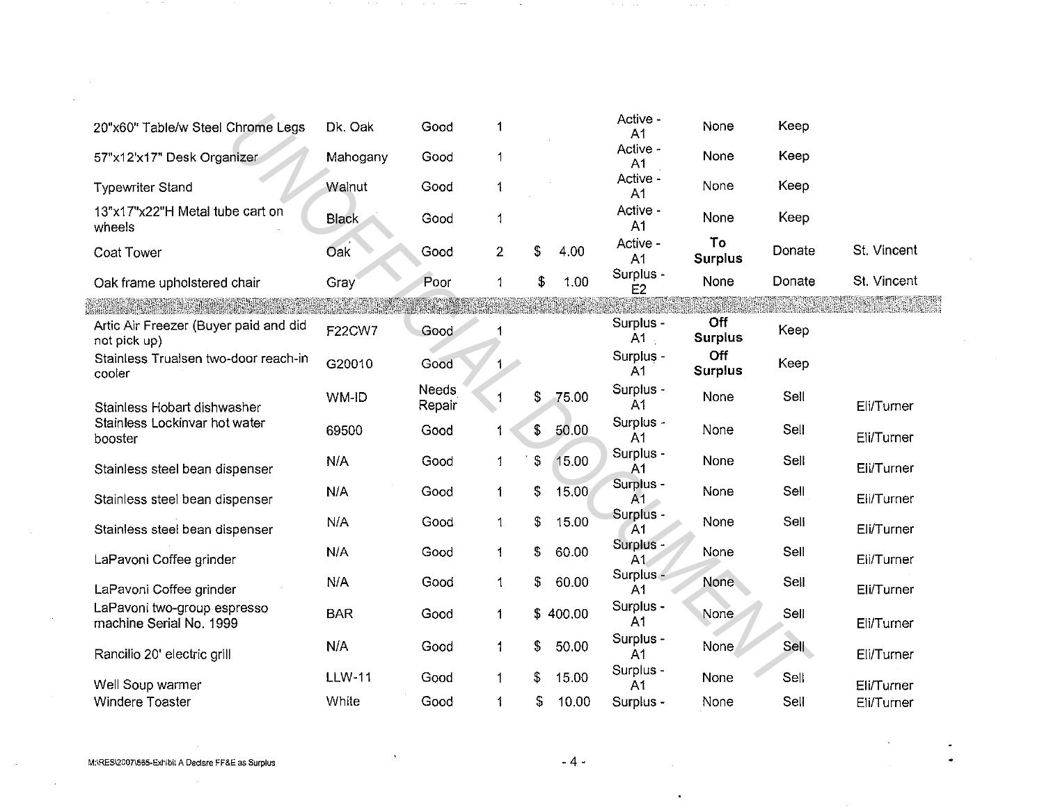| | | | | | | | | |
|---|---|---|---|---|---|---|---|---|
| 20"x60" Table/w Steel Chrome Legs | Dk. Oak | Good | 1 | | Active - A1 | None | Keep | |
| 57"x12'x17" Desk Organizer | Mahogany | Good | 1 | | Active - A1 | None | Keep | |
| Typewriter Stand | Walnut | Good | 1 | | Active - A1 | None | Keep | |
| 13"x17"x22"H Metal tube cart on wheels | Black | Good | 1 | | Active - A1 | None | Keep | |
| Coat Tower | Oak | Good | 2 | $ 4.00 | Active - A1 | **To Surplus** | Donate | St. Vincent |
| Oak frame upholstered chair | Gray | Poor | 1 | $ 1.00 | Surplus - E2 | None | Donate | St. Vincent |
| | | | | | | | | |
| Artic Air Freezer (Buyer paid and did not pick up) | F22CW7 | Good | 1 | | Surplus - A1 | **Off Surplus** | Keep | |
| Stainless Trualsen two-door reach-in cooler | G20010 | Good | 1 | | Surplus - A1 | **Off Surplus** | Keep | |
| Stainless Hobart dishwasher | WM-ID | Needs Repair | 1 | $ 75.00 | Surplus - A1 | None | Sell | Eli/Turner |
| Stainless Lockinvar hot water booster | 69500 | Good | 1 | $ 50.00 | Surplus - A1 | None | Sell | Eli/Turner |
| Stainless steel bean dispenser | N/A | Good | 1 | $ 15.00 | Surplus - A1 | None | Sell | Eli/Turner |
| Stainless steel bean dispenser | N/A | Good | 1 | $ 15.00 | Surplus - A1 | None | Sell | Eli/Turner |
| Stainless steel bean dispenser | N/A | Good | 1 | $ 15.00 | Surplus - A1 | None | Sell | Eli/Turner |
| LaPavoni Coffee grinder | N/A | Good | 1 | $ 60.00 | Surplus - A1 | None | Sell | Eli/Turner |
| LaPavoni Coffee grinder | N/A | Good | 1 | $ 60.00 | Surplus - A1 | None | Sell | Eli/Turner |
| LaPavoni two-group espresso machine Serial No. 1999 | BAR | Good | 1 | $ 400.00 | Surplus - A1 | None | Sell | Eli/Turner |
| Rancilio 20' electric grill | N/A | Good | 1 | $ 50.00 | Surplus - A1 | None | Sell | Eli/Turner |
| Well Soup warmer | LLW-11 | Good | 1 | $ 15.00 | Surplus - A1 | None | Sell | Eli/Turner |
| Windere Toaster | White | Good | 1 | $ 10.00 | Surplus - | None | Sell | Eli/Turner |

M:\RES\2007\585-Exhibit A Declare FF&E as Surplus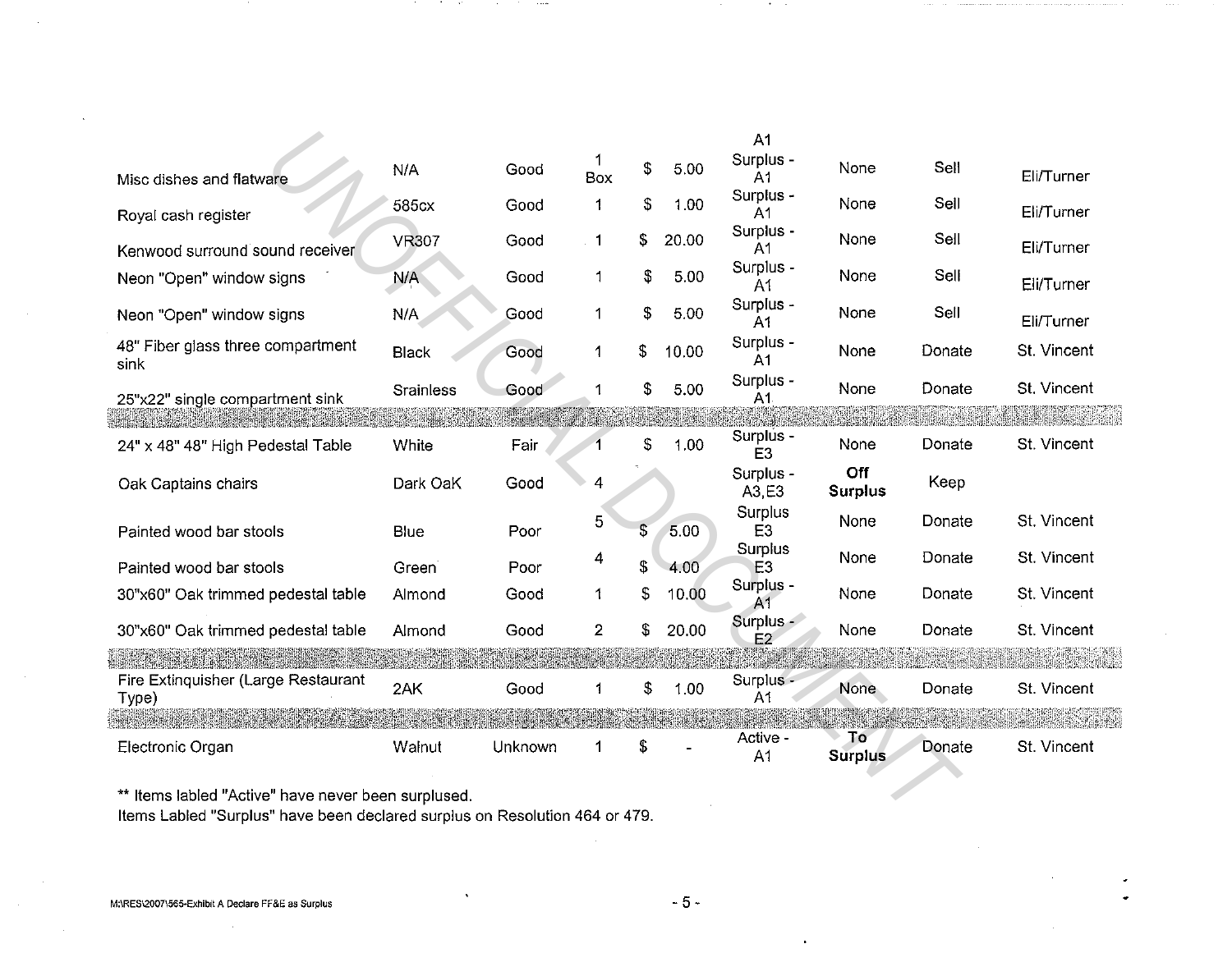| | | | | | | | | |
|---|---|---|---|---|---|---|---|---|
| Misc dishes and flatware | N/A | Good | 1 Box | $ 5.00 | A1 Surplus - A1 | None | Sell | Eli/Turner |
| Royal cash register | 585cx | Good | 1 | $ 1.00 | Surplus - A1 | None | Sell | Eli/Turner |
| Kenwood surround sound receiver | VR307 | Good | 1 | $ 20.00 | Surplus - A1 | None | Sell | Eli/Turner |
| Neon "Open" window signs | N/A | Good | 1 | $ 5.00 | Surplus - A1 | None | Sell | Eli/Turner |
| Neon "Open" window signs | N/A | Good | 1 | $ 5.00 | Surplus - A1 | None | Sell | Eli/Turner |
| 48" Fiber glass three compartment sink | Black | Good | 1 | $ 10.00 | Surplus - A1 | None | Donate | St. Vincent |
| 25"x22" single compartment sink | Srainless | Good | 1 | $ 5.00 | Surplus - A1 | None | Donate | St. Vincent |
| | | | | | | | | |
| 24" x 48" 48" High Pedestal Table | White | Fair | 1 | $ 1.00 | Surplus - E3 | None | Donate | St. Vincent |
| Oak Captains chairs | Dark OaK | Good | 4 | | Surplus - A3, E3 | **Off Surplus** | Keep | |
| Painted wood bar stools | Blue | Poor | 5 | $ 5.00 | Surplus E3 | None | Donate | St. Vincent |
| Painted wood bar stools | Green | Poor | 4 | $ 4.00 | Surplus E3 | None | Donate | St. Vincent |
| 30"x60" Oak trimmed pedestal table | Almond | Good | 1 | $ 10.00 | Surplus - A1 | None | Donate | St. Vincent |
| 30"x60" Oak trimmed pedestal table | Almond | Good | 2 | $ 20.00 | Surplus - E2 | None | Donate | St. Vincent |
| | | | | | | | | |
| Fire Extinquisher (Large Restaurant Type) | 2AK | Good | 1 | $ 1.00 | Surplus - A1 | None | Donate | St. Vincent |
| | | | | | | | | |
| Electronic Organ | Walnut | Unknown | 1 | $ - | Active - A1 | **To Surplus** | Donate | St. Vincent |

** Items labled "Active" have never been surplused.
Items Labled "Surplus" have been declared surplus on Resolution 464 or 479.

M:\RES\2007\565-Exhibit A Declare FF&E as Surplus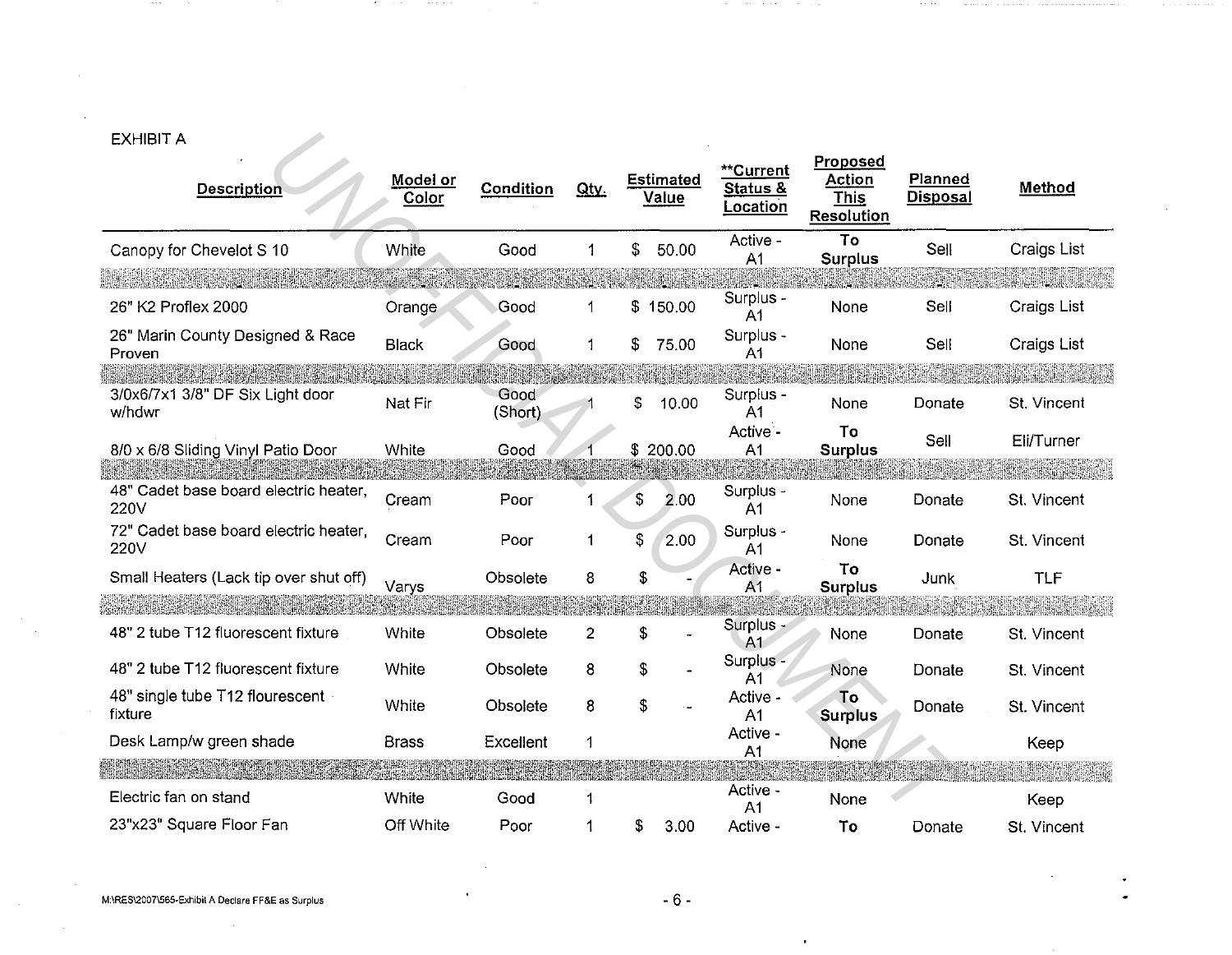EXHIBIT A

| Description | Model or Color | Condition | Qty. | Estimated Value | **Current Status & Location | Proposed Action This Resolution | Planned Disposal | Method |
|---|---|---|---|---|---|---|---|---|
| Canopy for Chevelot S 10 | White | Good | 1 | $ 50.00 | Active - A1 | **To Surplus** | Sell | Craigs List |
| | | | | | | | | |
| 26" K2 Proflex 2000 | Orange | Good | 1 | $ 150.00 | Surplus - A1 | None | Sell | Craigs List |
| 26" Marin County Designed & Race Proven | Black | Good | 1 | $ 75.00 | Surplus - A1 | None | Sell | Craigs List |
| | | | | | | | | |
| 3/0x6/7x1 3/8" DF Six Light door w/hdwr | Nat Fir | Good (Short) | 1 | $ 10.00 | Surplus - A1 | None | Donate | St. Vincent |
| 8/0 x 6/8 Sliding Vinyl Patio Door | White | Good | 1 | $ 200.00 | Active - A1 | **To Surplus** | Sell | Eli/Turner |
| | | | | | | | | |
| 48" Cadet base board electric heater, 220V | Cream | Poor | 1 | $ 2.00 | Surplus - A1 | None | Donate | St. Vincent |
| 72" Cadet base board electric heater, 220V | Cream | Poor | 1 | $ 2.00 | Surplus - A1 | None | Donate | St. Vincent |
| Small Heaters (Lack tip over shut off) | Varys | Obsolete | 8 | $ - | Active - A1 | **To Surplus** | Junk | TLF |
| | | | | | | | | |
| 48" 2 tube T12 fluorescent fixture | White | Obsolete | 2 | $ - | Surplus - A1 | None | Donate | St. Vincent |
| 48" 2 tube T12 fluorescent fixture | White | Obsolete | 8 | $ - | Surplus - A1 | None | Donate | St. Vincent |
| 48" single tube T12 flourescent fixture | White | Obsolete | 8 | $ - | Active - A1 | **To Surplus** | Donate | St. Vincent |
| Desk Lamp/w green shade | Brass | Excellent | 1 | | Active - A1 | None | | Keep |
| | | | | | | | | |
| Electric fan on stand | White | Good | 1 | | Active - A1 | None | | Keep |
| 23"x23" Square Floor Fan | Off White | Poor | 1 | $ 3.00 | Active - | **To** | Donate | St. Vincent |

M:\RES\2007\565-Exhibit A Declare FF&E as Surplus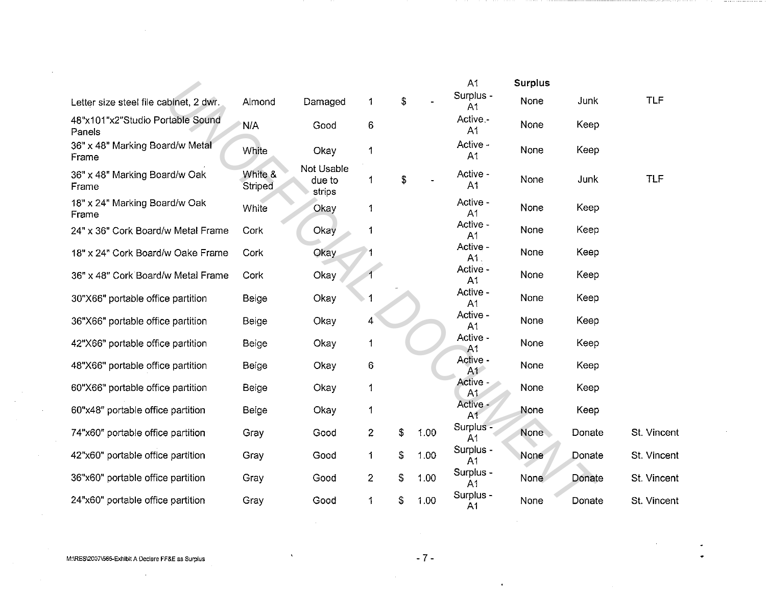|  |  |  |  |  | A1 | **Surplus** |  |  |
|---|---|---|---|---|---|---|---|---|
| Letter size steel file cabinet, 2 dwr. | Almond | Damaged | 1 | $ - | Surplus - A1 | None | Junk | TLF |
| 48"x101"x2"Studio Portable Sound Panels | N/A | Good | 6 |  | Active - A1 | None | Keep |  |
| 36" x 48" Marking Board/w Metal Frame | White | Okay | 1 |  | Active - A1 | None | Keep |  |
| 36" x 48" Marking Board/w Oak Frame | White & Striped | Not Usable due to strips | 1 | $ - | Active - A1 | None | Junk | TLF |
| 18" x 24" Marking Board/w Oak Frame | White | Okay | 1 |  | Active - A1 | None | Keep |  |
| 24" x 36" Cork Board/w Metal Frame | Cork | Okay | 1 |  | Active - A1 | None | Keep |  |
| 18" x 24" Cork Board/w Oake Frame | Cork | Okay | 1 |  | Active - A1 | None | Keep |  |
| 36" x 48" Cork Board/w Metal Frame | Cork | Okay | 1 |  | Active - A1 | None | Keep |  |
| 30"X66" portable office partition | Beige | Okay | 1 |  | Active - A1 | None | Keep |  |
| 36"X66" portable office partition | Beige | Okay | 4 |  | Active - A1 | None | Keep |  |
| 42"X66" portable office partition | Beige | Okay | 1 |  | Active - A1 | None | Keep |  |
| 48"X66" portable office partition | Beige | Okay | 6 |  | Active - A1 | None | Keep |  |
| 60"X66" portable office partition | Beige | Okay | 1 |  | Active - A1 | None | Keep |  |
| 60"x48" portable office partition | Beige | Okay | 1 |  | Active - A1 | None | Keep |  |
| 74"x60" portable office partition | Gray | Good | 2 | $ 1.00 | Surplus - A1 | None | Donate | St. Vincent |
| 42"x60" portable office partition | Gray | Good | 1 | $ 1.00 | Surplus - A1 | None | Donate | St. Vincent |
| 36"x60" portable office partition | Gray | Good | 2 | $ 1.00 | Surplus - A1 | None | Donate | St. Vincent |
| 24"x60" portable office partition | Gray | Good | 1 | $ 1.00 | Surplus - A1 | None | Donate | St. Vincent |

M:\RES\2007\565-Exhibit A Declare FF&E as Surplus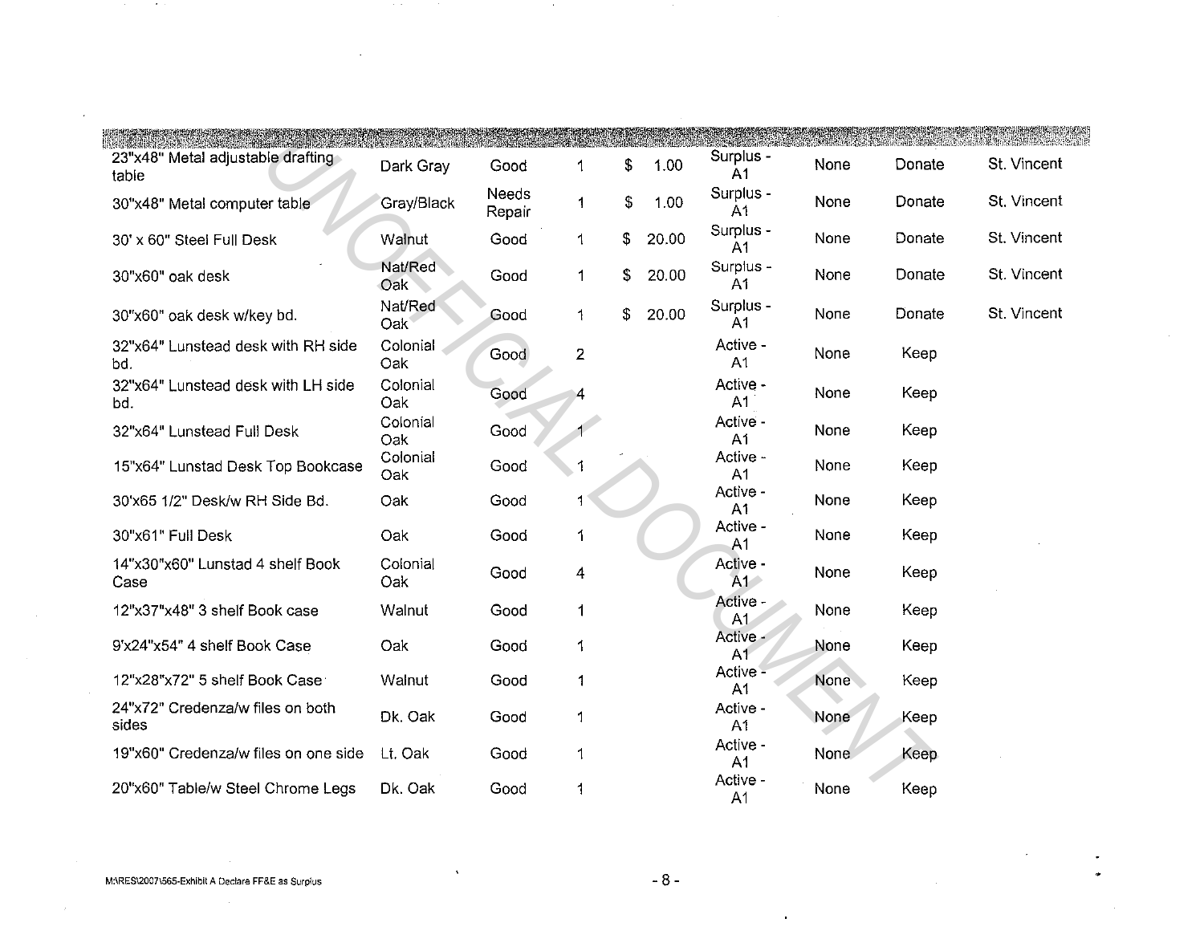| | | | | | | | | |
|---|---|---|---|---|---|---|---|---|
| 23"x48" Metal adjustable drafting table | Dark Gray | Good | 1 | $ 1.00 | Surplus - A1 | None | Donate | St. Vincent |
| 30"x48" Metal computer table | Gray/Black | Needs Repair | 1 | $ 1.00 | Surplus - A1 | None | Donate | St. Vincent |
| 30' x 60" Steel Full Desk | Walnut | Good | 1 | $ 20.00 | Surplus - A1 | None | Donate | St. Vincent |
| 30"x60" oak desk | Nat/Red Oak | Good | 1 | $ 20.00 | Surplus - A1 | None | Donate | St. Vincent |
| 30"x60" oak desk w/key bd. | Nat/Red Oak | Good | 1 | $ 20.00 | Surplus - A1 | None | Donate | St. Vincent |
| 32"x64" Lunstead desk with RH side bd. | Colonial Oak | Good | 2 | | Active - A1 | None | Keep | |
| 32"x64" Lunstead desk with LH side bd. | Colonial Oak | Good | 4 | | Active - A1 | None | Keep | |
| 32"x64" Lunstead Full Desk | Colonial Oak | Good | 1 | | Active - A1 | None | Keep | |
| 15"x64" Lunstad Desk Top Bookcase | Colonial Oak | Good | 1 | | Active - A1 | None | Keep | |
| 30'x65 1/2" Desk/w RH Side Bd. | Oak | Good | 1 | | Active - A1 | None | Keep | |
| 30"x61" Full Desk | Oak | Good | 1 | | Active - A1 | None | Keep | |
| 14"x30"x60" Lunstad 4 shelf Book Case | Colonial Oak | Good | 4 | | Active - A1 | None | Keep | |
| 12"x37"x48" 3 shelf Book case | Walnut | Good | 1 | | Active - A1 | None | Keep | |
| 9'x24"x54" 4 shelf Book Case | Oak | Good | 1 | | Active - A1 | None | Keep | |
| 12"x28"x72" 5 shelf Book Case | Walnut | Good | 1 | | Active - A1 | None | Keep | |
| 24"x72" Credenza/w files on both sides | Dk. Oak | Good | 1 | | Active - A1 | None | Keep | |
| 19"x60" Credenza/w files on one side | Lt. Oak | Good | 1 | | Active - A1 | None | Keep | |
| 20"x60" Table/w Steel Chrome Legs | Dk. Oak | Good | 1 | | Active - A1 | None | Keep | |

M:\RES\2007\565-Exhibit A Declare FF&E as Surplus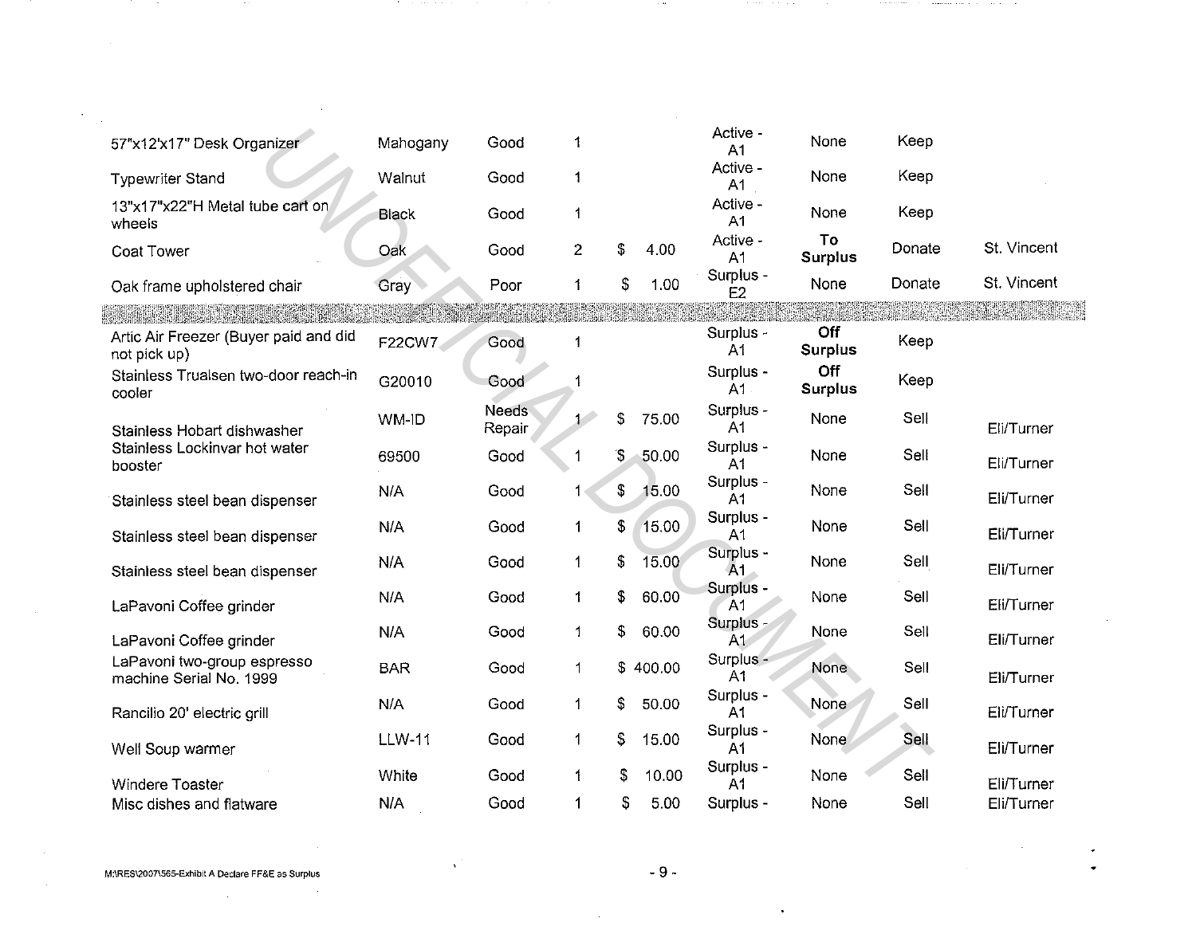| | | | | | | | | |
|---|---|---|---|---|---|---|---|---|
| 57"x12'x17" Desk Organizer | Mahogany | Good | 1 | | Active - A1 | None | Keep | |
| Typewriter Stand | Walnut | Good | 1 | | Active - A1 | None | Keep | |
| 13"x17"x22"H Metal tube cart on wheels | Black | Good | 1 | | Active - A1 | None | Keep | |
| Coat Tower | Oak | Good | 2 | $ 4.00 | Active - A1 | **To Surplus** | Donate | St. Vincent |
| Oak frame upholstered chair | Gray | Poor | 1 | $ 1.00 | Surplus - E2 | None | Donate | St. Vincent |
| | | | | | | | | |
| Artic Air Freezer (Buyer paid and did not pick up) | F22CW7 | Good | 1 | | Surplus - A1 | **Off Surplus** | Keep | |
| Stainless Trualsen two-door reach-in cooler | G20010 | Good | 1 | | Surplus - A1 | **Off Surplus** | Keep | |
| Stainless Hobart dishwasher | WM-ID | Needs Repair | 1 | $ 75.00 | Surplus - A1 | None | Sell | Eli/Turner |
| Stainless Lockinvar hot water booster | 69500 | Good | 1 | $ 50.00 | Surplus - A1 | None | Sell | Eli/Turner |
| Stainless steel bean dispenser | N/A | Good | 1 | $ 15.00 | Surplus - A1 | None | Sell | Eli/Turner |
| Stainless steel bean dispenser | N/A | Good | 1 | $ 15.00 | Surplus - A1 | None | Sell | Eli/Turner |
| Stainless steel bean dispenser | N/A | Good | 1 | $ 15.00 | Surplus - A1 | None | Sell | Eli/Turner |
| LaPavoni Coffee grinder | N/A | Good | 1 | $ 60.00 | Surplus - A1 | None | Sell | Eli/Turner |
| LaPavoni Coffee grinder | N/A | Good | 1 | $ 60.00 | Surplus - A1 | None | Sell | Eli/Turner |
| LaPavoni two-group espresso machine Serial No. 1999 | BAR | Good | 1 | $ 400.00 | Surplus - A1 | None | Sell | Eli/Turner |
| Rancilio 20' electric grill | N/A | Good | 1 | $ 50.00 | Surplus - A1 | None | Sell | Eli/Turner |
| Well Soup warmer | LLW-11 | Good | 1 | $ 15.00 | Surplus - A1 | None | Sell | Eli/Turner |
| Windere Toaster | White | Good | 1 | $ 10.00 | Surplus - A1 | None | Sell | Eli/Turner |
| Misc dishes and flatware | N/A | Good | 1 | $ 5.00 | Surplus - | None | Sell | Eli/Turner |

M:\RES\2007\565-Exhibit A Declare FF&E as Surplus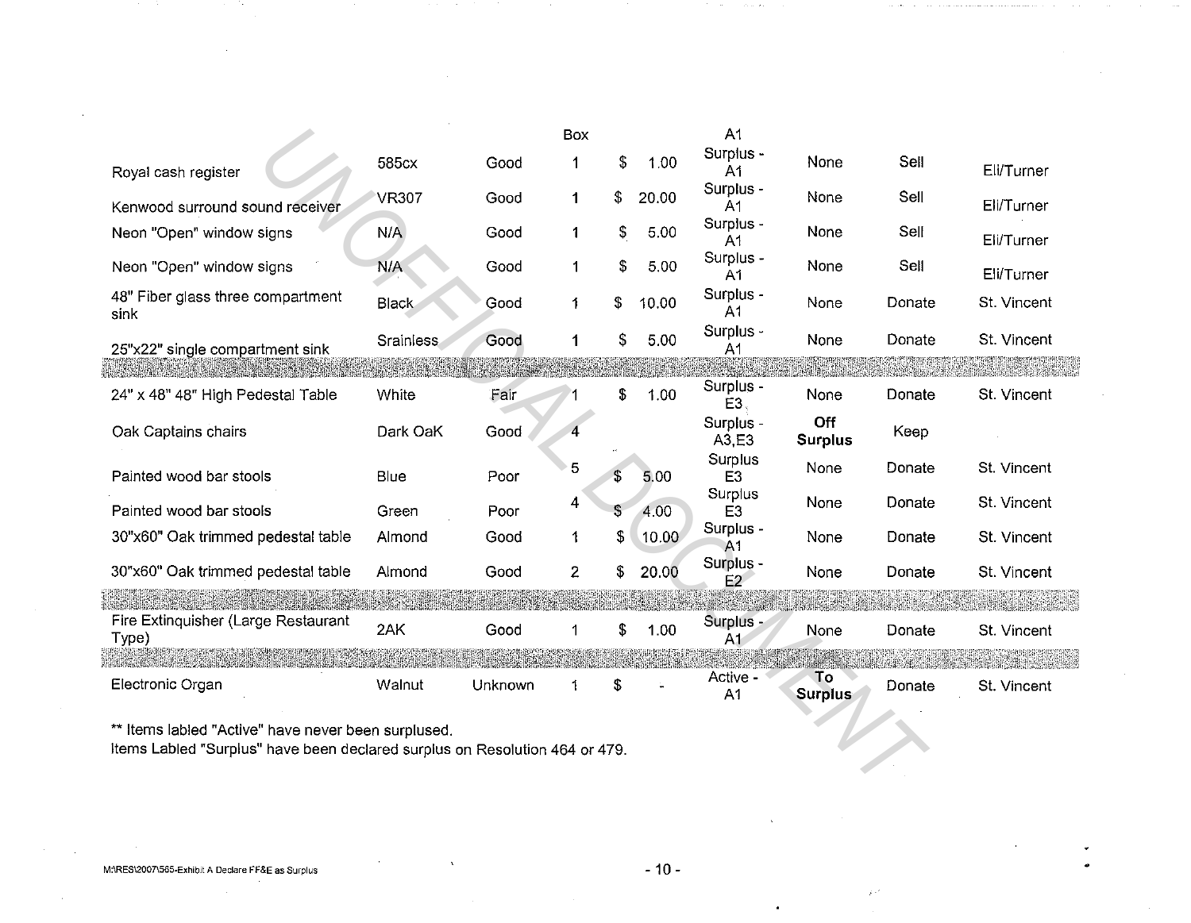| | | | | | | | | |
|---|---|---|---|---|---|---|---|---|
| | | | Box | | A1 | | | |
| Royal cash register | 585cx | Good | 1 | $ 1.00 | Surplus - A1 | None | Sell | Eli/Turner |
| Kenwood surround sound receiver | VR307 | Good | 1 | $ 20.00 | Surplus - A1 | None | Sell | Eli/Turner |
| Neon "Open" window signs | N/A | Good | 1 | $ 5.00 | Surplus - A1 | None | Sell | Eli/Turner |
| Neon "Open" window signs | N/A | Good | 1 | $ 5.00 | Surplus - A1 | None | Sell | Eli/Turner |
| 48" Fiber glass three compartment sink | Black | Good | 1 | $ 10.00 | Surplus - A1 | None | Donate | St. Vincent |
| 25"x22" single compartment sink | Srainless | Good | 1 | $ 5.00 | Surplus - A1 | None | Donate | St. Vincent |
| | | | | | | | | |
| 24" x 48" 48" High Pedestal Table | White | Fair | 1 | $ 1.00 | Surplus - E3 | None | Donate | St. Vincent |
| Oak Captains chairs | Dark OaK | Good | 4 | | Surplus - A3,E3 | **Off Surplus** | Keep | |
| Painted wood bar stools | Blue | Poor | 5 | $ 5.00 | Surplus E3 | None | Donate | St. Vincent |
| Painted wood bar stools | Green | Poor | 4 | $ 4.00 | Surplus E3 | None | Donate | St. Vincent |
| 30"x60" Oak trimmed pedestal table | Almond | Good | 1 | $ 10.00 | Surplus - A1 | None | Donate | St. Vincent |
| 30"x60" Oak trimmed pedestal table | Almond | Good | 2 | $ 20.00 | Surplus - E2 | None | Donate | St. Vincent |
| | | | | | | | | |
| Fire Extinquisher (Large Restaurant Type) | 2AK | Good | 1 | $ 1.00 | Surplus - A1 | None | Donate | St. Vincent |
| | | | | | | | | |
| Electronic Organ | Walnut | Unknown | 1 | $ - | Active - A1 | **To Surplus** | Donate | St. Vincent |

** Items labled "Active" have never been surplused.
Items Labled "Surplus" have been declared surplus on Resolution 464 or 479.

M:\RES\2007\565-Exhibit A Declare FF&E as Surplus